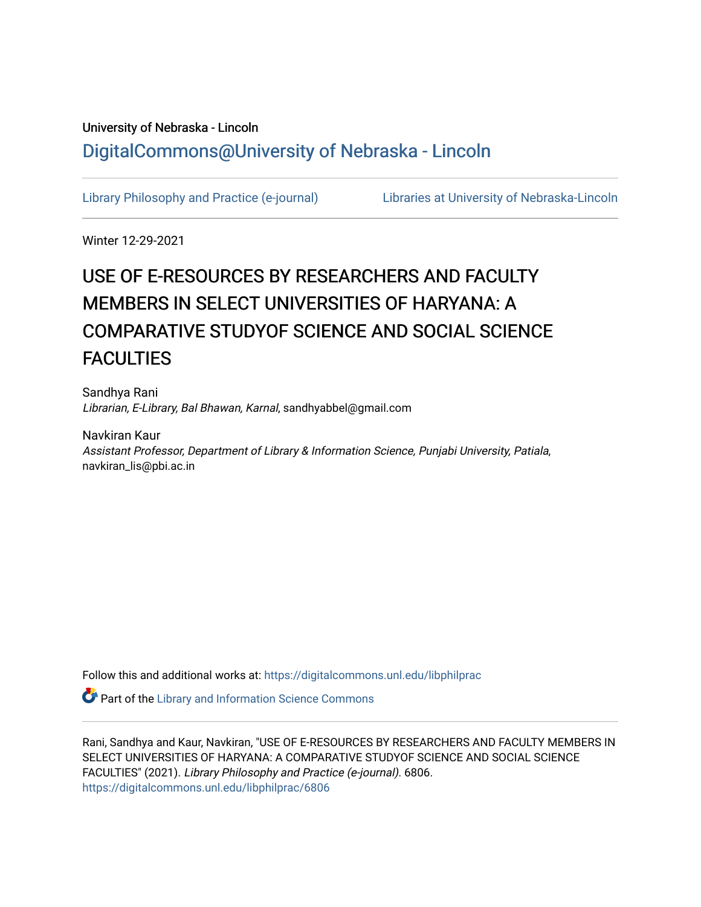University of Nebraska - Lincoln

## DigitalCommons@University of Nebraska - Lincoln

Library Philosophy and Practice (e-journal) | Libraries at University of Nebraska-Lincoln

Winter 12-29-2021

# USE OF E-RESOURCES BY RESEARCHERS AND FACULTY MEMBERS IN SELECT UNIVERSITIES OF HARYANA: A COMPARATIVE STUDYOF SCIENCE AND SOCIAL SCIENCE FACULTIES

Sandhya Rani
*Librarian, E-Library, Bal Bhawan, Karnal*, sandhyabbel@gmail.com

Navkiran Kaur
*Assistant Professor, Department of Library & Information Science, Punjabi University, Patiala*, navkiran_lis@pbi.ac.in

Follow this and additional works at: https://digitalcommons.unl.edu/libphilprac

Part of the Library and Information Science Commons

Rani, Sandhya and Kaur, Navkiran, "USE OF E-RESOURCES BY RESEARCHERS AND FACULTY MEMBERS IN SELECT UNIVERSITIES OF HARYANA: A COMPARATIVE STUDYOF SCIENCE AND SOCIAL SCIENCE FACULTIES" (2021). *Library Philosophy and Practice (e-journal)*. 6806.
https://digitalcommons.unl.edu/libphilprac/6806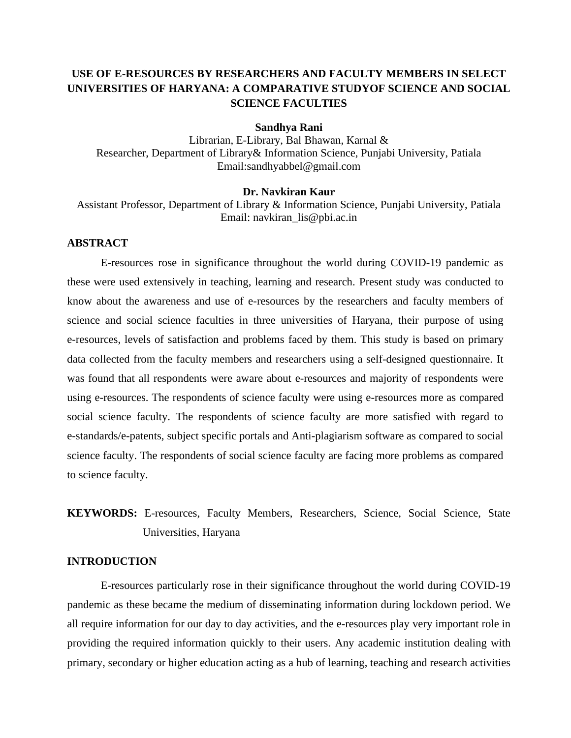# USE OF E-RESOURCES BY RESEARCHERS AND FACULTY MEMBERS IN SELECT UNIVERSITIES OF HARYANA: A COMPARATIVE STUDYOF SCIENCE AND SOCIAL SCIENCE FACULTIES

**Sandhya Rani**
Librarian, E-Library, Bal Bhawan, Karnal &
Researcher, Department of Library& Information Science, Punjabi University, Patiala
Email:sandhyabbel@gmail.com

**Dr. Navkiran Kaur**
Assistant Professor, Department of Library & Information Science, Punjabi University, Patiala
Email: navkiran_lis@pbi.ac.in

## ABSTRACT

E-resources rose in significance throughout the world during COVID-19 pandemic as these were used extensively in teaching, learning and research. Present study was conducted to know about the awareness and use of e-resources by the researchers and faculty members of science and social science faculties in three universities of Haryana, their purpose of using e-resources, levels of satisfaction and problems faced by them. This study is based on primary data collected from the faculty members and researchers using a self-designed questionnaire. It was found that all respondents were aware about e-resources and majority of respondents were using e-resources. The respondents of science faculty were using e-resources more as compared social science faculty. The respondents of science faculty are more satisfied with regard to e-standards/e-patents, subject specific portals and Anti-plagiarism software as compared to social science faculty. The respondents of social science faculty are facing more problems as compared to science faculty.

**KEYWORDS:** E-resources, Faculty Members, Researchers, Science, Social Science, State Universities, Haryana

## INTRODUCTION

E-resources particularly rose in their significance throughout the world during COVID-19 pandemic as these became the medium of disseminating information during lockdown period. We all require information for our day to day activities, and the e-resources play very important role in providing the required information quickly to their users. Any academic institution dealing with primary, secondary or higher education acting as a hub of learning, teaching and research activities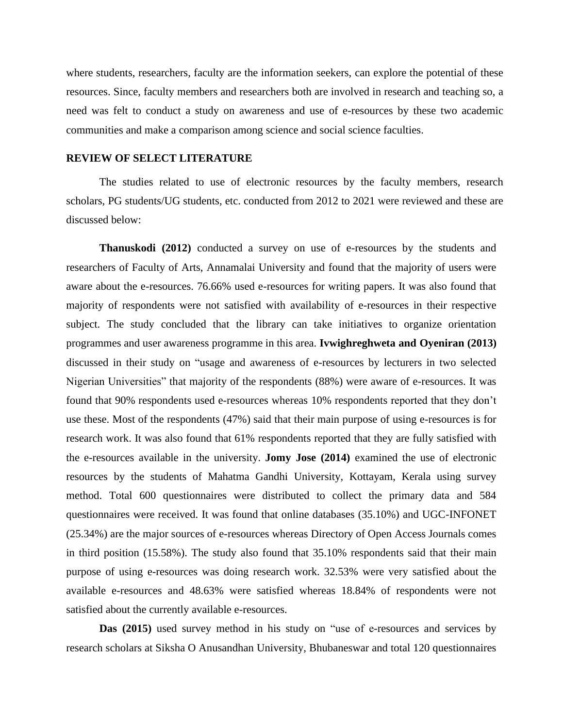where students, researchers, faculty are the information seekers, can explore the potential of these resources. Since, faculty members and researchers both are involved in research and teaching so, a need was felt to conduct a study on awareness and use of e-resources by these two academic communities and make a comparison among science and social science faculties.

## REVIEW OF SELECT LITERATURE

The studies related to use of electronic resources by the faculty members, research scholars, PG students/UG students, etc. conducted from 2012 to 2021 were reviewed and these are discussed below:

**Thanuskodi (2012)** conducted a survey on use of e-resources by the students and researchers of Faculty of Arts, Annamalai University and found that the majority of users were aware about the e-resources. 76.66% used e-resources for writing papers. It was also found that majority of respondents were not satisfied with availability of e-resources in their respective subject. The study concluded that the library can take initiatives to organize orientation programmes and user awareness programme in this area. **Ivwighreghweta and Oyeniran (2013)** discussed in their study on "usage and awareness of e-resources by lecturers in two selected Nigerian Universities" that majority of the respondents (88%) were aware of e-resources. It was found that 90% respondents used e-resources whereas 10% respondents reported that they don't use these. Most of the respondents (47%) said that their main purpose of using e-resources is for research work. It was also found that 61% respondents reported that they are fully satisfied with the e-resources available in the university. **Jomy Jose (2014)** examined the use of electronic resources by the students of Mahatma Gandhi University, Kottayam, Kerala using survey method. Total 600 questionnaires were distributed to collect the primary data and 584 questionnaires were received. It was found that online databases (35.10%) and UGC-INFONET (25.34%) are the major sources of e-resources whereas Directory of Open Access Journals comes in third position (15.58%). The study also found that 35.10% respondents said that their main purpose of using e-resources was doing research work. 32.53% were very satisfied about the available e-resources and 48.63% were satisfied whereas 18.84% of respondents were not satisfied about the currently available e-resources.

**Das (2015)** used survey method in his study on "use of e-resources and services by research scholars at Siksha O Anusandhan University, Bhubaneswar and total 120 questionnaires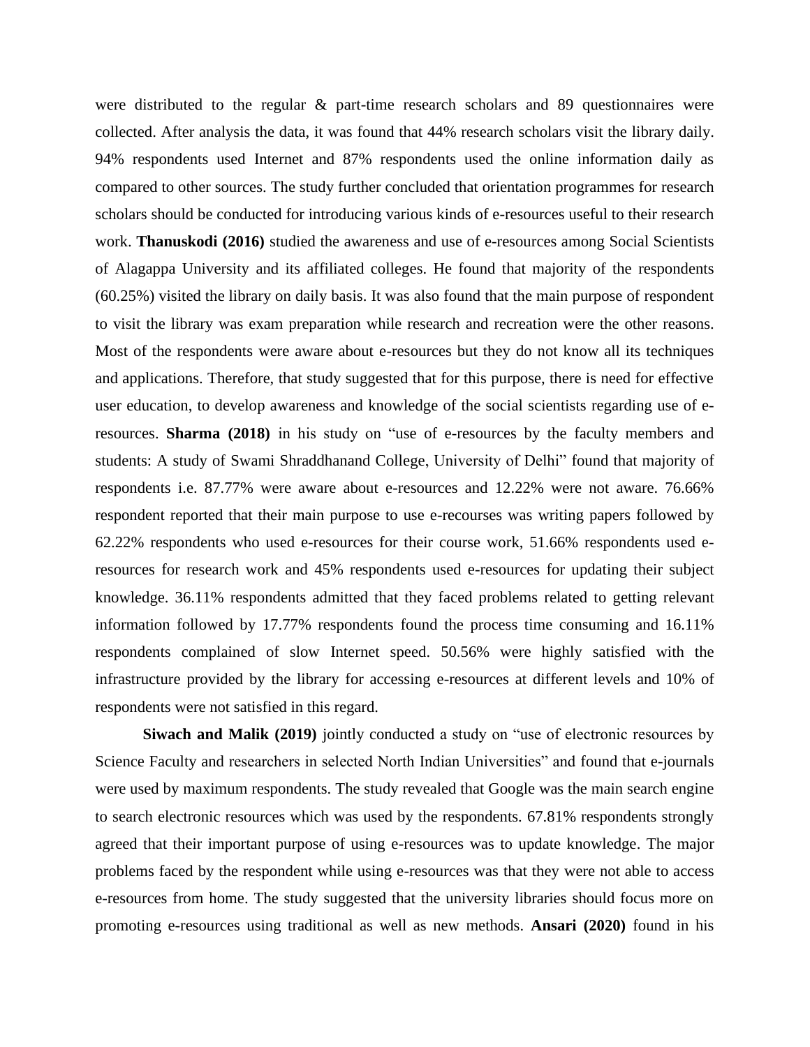were distributed to the regular & part-time research scholars and 89 questionnaires were collected. After analysis the data, it was found that 44% research scholars visit the library daily. 94% respondents used Internet and 87% respondents used the online information daily as compared to other sources. The study further concluded that orientation programmes for research scholars should be conducted for introducing various kinds of e-resources useful to their research work. **Thanuskodi (2016)** studied the awareness and use of e-resources among Social Scientists of Alagappa University and its affiliated colleges. He found that majority of the respondents (60.25%) visited the library on daily basis. It was also found that the main purpose of respondent to visit the library was exam preparation while research and recreation were the other reasons. Most of the respondents were aware about e-resources but they do not know all its techniques and applications. Therefore, that study suggested that for this purpose, there is need for effective user education, to develop awareness and knowledge of the social scientists regarding use of e-resources. **Sharma (2018)** in his study on "use of e-resources by the faculty members and students: A study of Swami Shraddhanand College, University of Delhi" found that majority of respondents i.e. 87.77% were aware about e-resources and 12.22% were not aware. 76.66% respondent reported that their main purpose to use e-recourses was writing papers followed by 62.22% respondents who used e-resources for their course work, 51.66% respondents used e-resources for research work and 45% respondents used e-resources for updating their subject knowledge. 36.11% respondents admitted that they faced problems related to getting relevant information followed by 17.77% respondents found the process time consuming and 16.11% respondents complained of slow Internet speed. 50.56% were highly satisfied with the infrastructure provided by the library for accessing e-resources at different levels and 10% of respondents were not satisfied in this regard.

**Siwach and Malik (2019)** jointly conducted a study on "use of electronic resources by Science Faculty and researchers in selected North Indian Universities" and found that e-journals were used by maximum respondents. The study revealed that Google was the main search engine to search electronic resources which was used by the respondents. 67.81% respondents strongly agreed that their important purpose of using e-resources was to update knowledge. The major problems faced by the respondent while using e-resources was that they were not able to access e-resources from home. The study suggested that the university libraries should focus more on promoting e-resources using traditional as well as new methods. **Ansari (2020)** found in his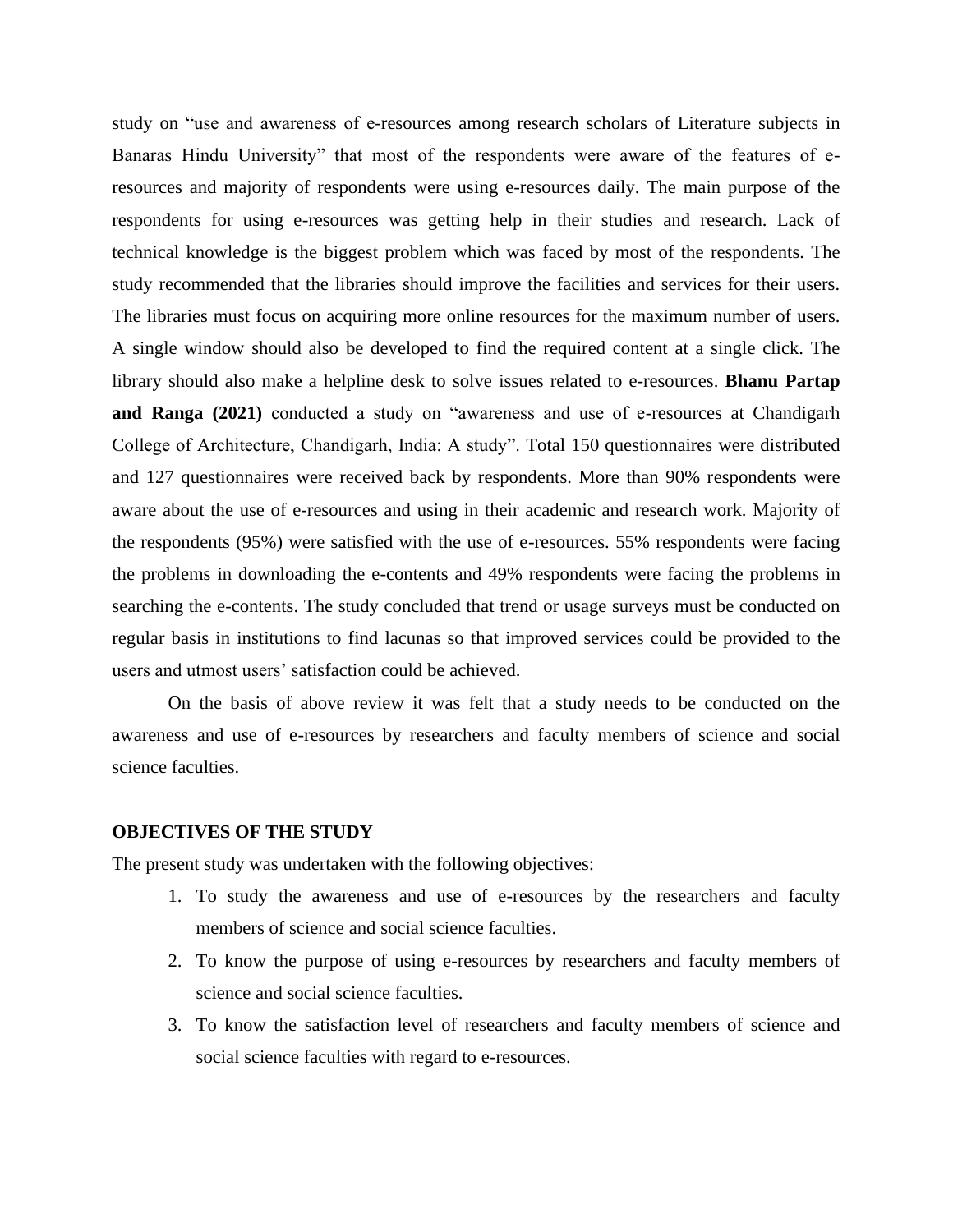study on “use and awareness of e-resources among research scholars of Literature subjects in Banaras Hindu University” that most of the respondents were aware of the features of e-resources and majority of respondents were using e-resources daily. The main purpose of the respondents for using e-resources was getting help in their studies and research. Lack of technical knowledge is the biggest problem which was faced by most of the respondents. The study recommended that the libraries should improve the facilities and services for their users. The libraries must focus on acquiring more online resources for the maximum number of users. A single window should also be developed to find the required content at a single click. The library should also make a helpline desk to solve issues related to e-resources. **Bhanu Partap and Ranga (2021)** conducted a study on “awareness and use of e-resources at Chandigarh College of Architecture, Chandigarh, India: A study”. Total 150 questionnaires were distributed and 127 questionnaires were received back by respondents. More than 90% respondents were aware about the use of e-resources and using in their academic and research work. Majority of the respondents (95%) were satisfied with the use of e-resources. 55% respondents were facing the problems in downloading the e-contents and 49% respondents were facing the problems in searching the e-contents. The study concluded that trend or usage surveys must be conducted on regular basis in institutions to find lacunas so that improved services could be provided to the users and utmost users’ satisfaction could be achieved.

On the basis of above review it was felt that a study needs to be conducted on the awareness and use of e-resources by researchers and faculty members of science and social science faculties.

## OBJECTIVES OF THE STUDY

The present study was undertaken with the following objectives:

1. To study the awareness and use of e-resources by the researchers and faculty members of science and social science faculties.
2. To know the purpose of using e-resources by researchers and faculty members of science and social science faculties.
3. To know the satisfaction level of researchers and faculty members of science and social science faculties with regard to e-resources.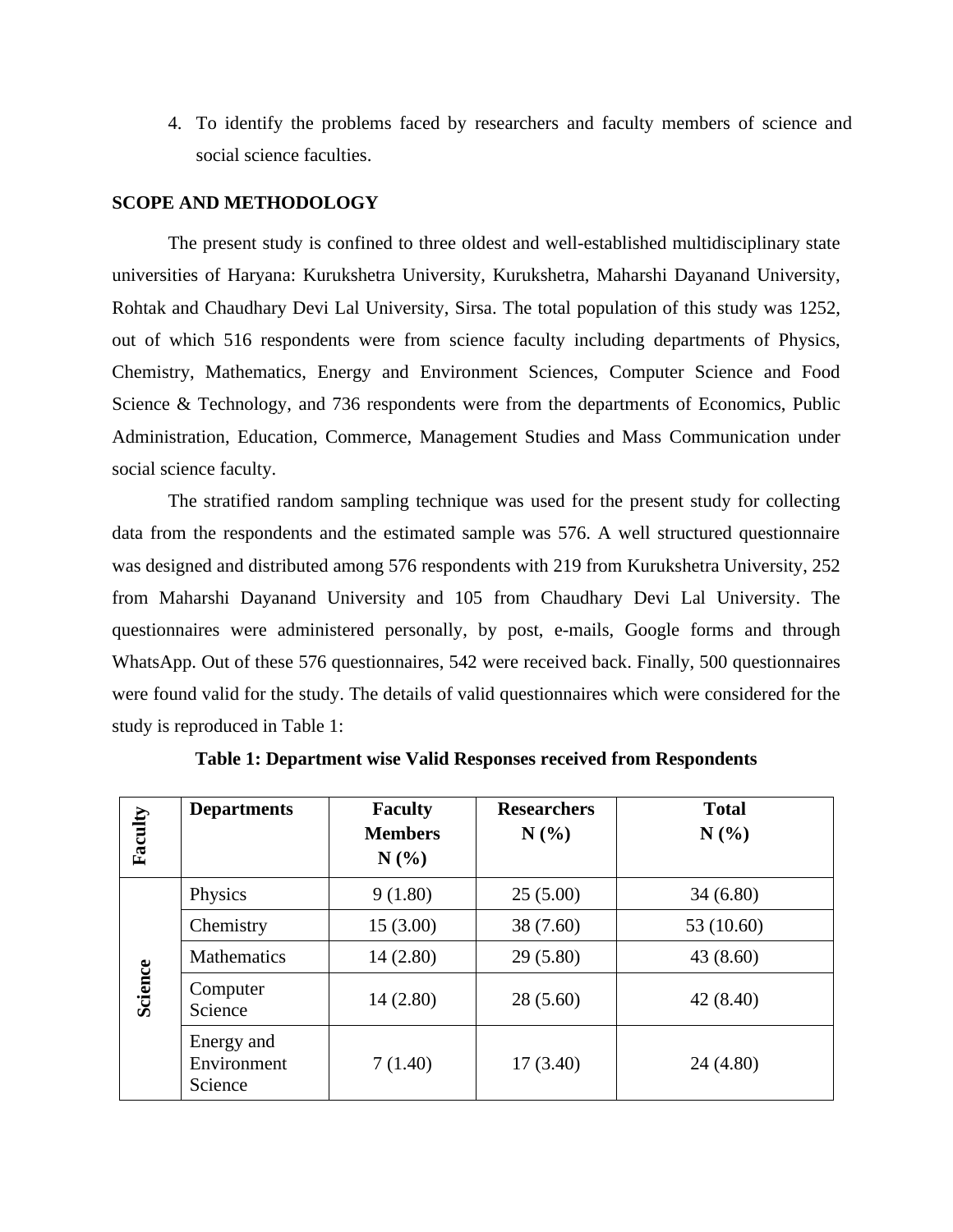4. To identify the problems faced by researchers and faculty members of science and social science faculties.

## SCOPE AND METHODOLOGY

The present study is confined to three oldest and well-established multidisciplinary state universities of Haryana: Kurukshetra University, Kurukshetra, Maharshi Dayanand University, Rohtak and Chaudhary Devi Lal University, Sirsa. The total population of this study was 1252, out of which 516 respondents were from science faculty including departments of Physics, Chemistry, Mathematics, Energy and Environment Sciences, Computer Science and Food Science & Technology, and 736 respondents were from the departments of Economics, Public Administration, Education, Commerce, Management Studies and Mass Communication under social science faculty.

The stratified random sampling technique was used for the present study for collecting data from the respondents and the estimated sample was 576. A well structured questionnaire was designed and distributed among 576 respondents with 219 from Kurukshetra University, 252 from Maharshi Dayanand University and 105 from Chaudhary Devi Lal University. The questionnaires were administered personally, by post, e-mails, Google forms and through WhatsApp. Out of these 576 questionnaires, 542 were received back. Finally, 500 questionnaires were found valid for the study. The details of valid questionnaires which were considered for the study is reproduced in Table 1:

**Table 1: Department wise Valid Responses received from Respondents**

| Faculty | Departments | Faculty Members N (%) | Researchers N (%) | Total N (%) |
|---|---|---|---|---|
| Science | Physics | 9 (1.80) | 25 (5.00) | 34 (6.80) |
| | Chemistry | 15 (3.00) | 38 (7.60) | 53 (10.60) |
| | Mathematics | 14 (2.80) | 29 (5.80) | 43 (8.60) |
| | Computer Science | 14 (2.80) | 28 (5.60) | 42 (8.40) |
| | Energy and Environment Science | 7 (1.40) | 17 (3.40) | 24 (4.80) |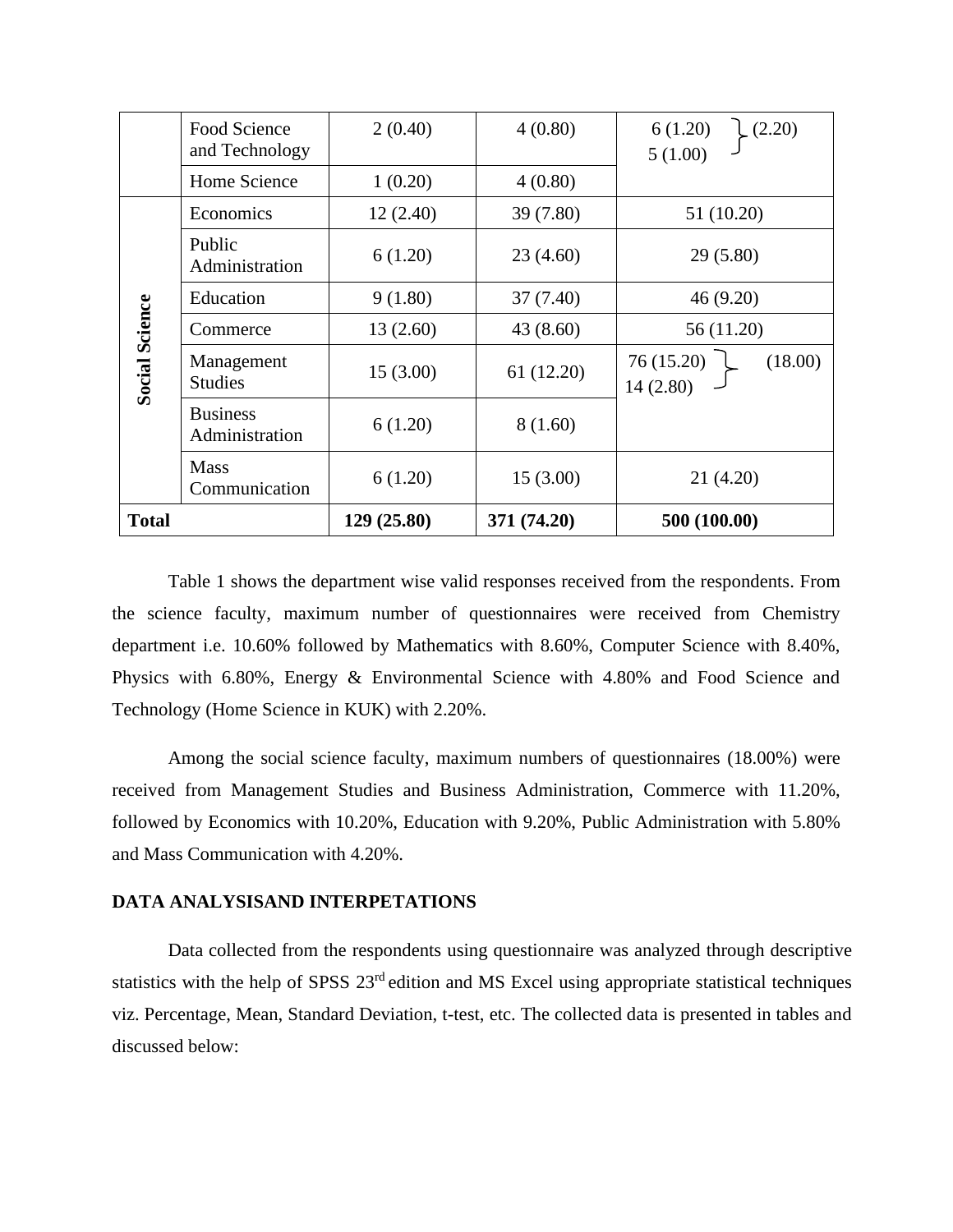| | Food Science and Technology | 2 (0.40) | 4 (0.80) | 6 (1.20) } (2.20) |
|---|---|---|---|---|
| | Home Science | 1 (0.20) | 4 (0.80) | 5 (1.00) |
| **Social Science** | Economics | 12 (2.40) | 39 (7.80) | 51 (10.20) |
| | Public Administration | 6 (1.20) | 23 (4.60) | 29 (5.80) |
| | Education | 9 (1.80) | 37 (7.40) | 46 (9.20) |
| | Commerce | 13 (2.60) | 43 (8.60) | 56 (11.20) |
| | Management Studies | 15 (3.00) | 61 (12.20) | 76 (15.20) } (18.00) |
| | Business Administration | 6 (1.20) | 8 (1.60) | 14 (2.80) |
| | Mass Communication | 6 (1.20) | 15 (3.00) | 21 (4.20) |
| **Total** | | **129 (25.80)** | **371 (74.20)** | **500 (100.00)** |

Table 1 shows the department wise valid responses received from the respondents. From the science faculty, maximum number of questionnaires were received from Chemistry department i.e. 10.60% followed by Mathematics with 8.60%, Computer Science with 8.40%, Physics with 6.80%, Energy & Environmental Science with 4.80% and Food Science and Technology (Home Science in KUK) with 2.20%.

Among the social science faculty, maximum numbers of questionnaires (18.00%) were received from Management Studies and Business Administration, Commerce with 11.20%, followed by Economics with 10.20%, Education with 9.20%, Public Administration with 5.80% and Mass Communication with 4.20%.

## DATA ANALYSISAND INTERPETATIONS

Data collected from the respondents using questionnaire was analyzed through descriptive statistics with the help of SPSS 23rd edition and MS Excel using appropriate statistical techniques viz. Percentage, Mean, Standard Deviation, t-test, etc. The collected data is presented in tables and discussed below: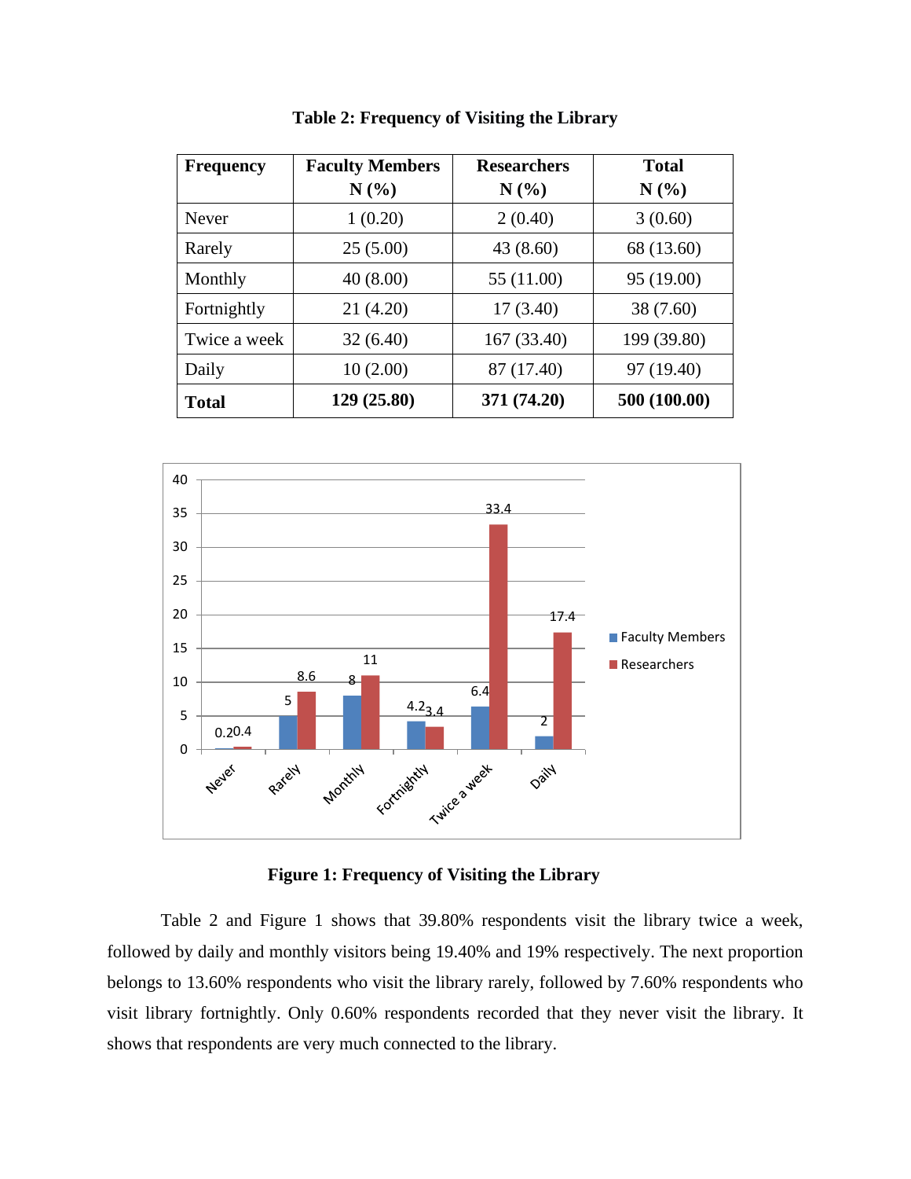**Table 2: Frequency of Visiting the Library**

| Frequency | Faculty Members N (%) | Researchers N (%) | Total N (%) |
|---|---|---|---|
| Never | 1 (0.20) | 2 (0.40) | 3 (0.60) |
| Rarely | 25 (5.00) | 43 (8.60) | 68 (13.60) |
| Monthly | 40 (8.00) | 55 (11.00) | 95 (19.00) |
| Fortnightly | 21 (4.20) | 17 (3.40) | 38 (7.60) |
| Twice a week | 32 (6.40) | 167 (33.40) | 199 (39.80) |
| Daily | 10 (2.00) | 87 (17.40) | 97 (19.40) |
| **Total** | **129 (25.80)** | **371 (74.20)** | **500 (100.00)** |

**Figure 1: Frequency of Visiting the Library**

Table 2 and Figure 1 shows that 39.80% respondents visit the library twice a week, followed by daily and monthly visitors being 19.40% and 19% respectively. The next proportion belongs to 13.60% respondents who visit the library rarely, followed by 7.60% respondents who visit library fortnightly. Only 0.60% respondents recorded that they never visit the library. It shows that respondents are very much connected to the library.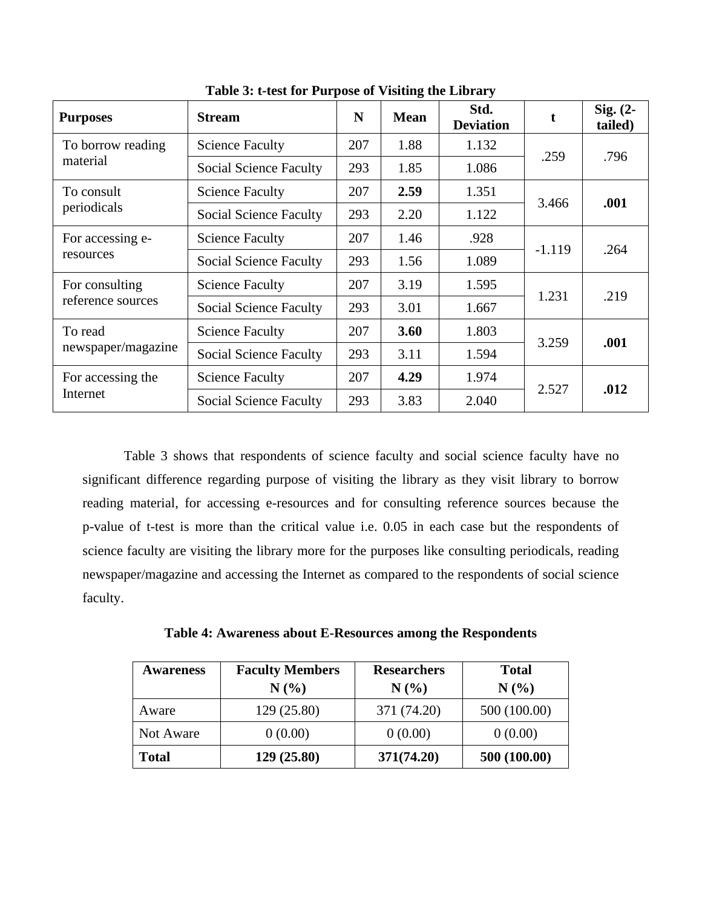**Table 3: t-test for Purpose of Visiting the Library**

| Purposes | Stream | N | Mean | Std. Deviation | t | Sig. (2-tailed) |
|---|---|---|---|---|---|---|
| To borrow reading material | Science Faculty | 207 | 1.88 | 1.132 | .259 | .796 |
| | Social Science Faculty | 293 | 1.85 | 1.086 | | |
| To consult periodicals | Science Faculty | 207 | **2.59** | 1.351 | 3.466 | **.001** |
| | Social Science Faculty | 293 | 2.20 | 1.122 | | |
| For accessing e-resources | Science Faculty | 207 | 1.46 | .928 | -1.119 | .264 |
| | Social Science Faculty | 293 | 1.56 | 1.089 | | |
| For consulting reference sources | Science Faculty | 207 | 3.19 | 1.595 | 1.231 | .219 |
| | Social Science Faculty | 293 | 3.01 | 1.667 | | |
| To read newspaper/magazine | Science Faculty | 207 | **3.60** | 1.803 | 3.259 | **.001** |
| | Social Science Faculty | 293 | 3.11 | 1.594 | | |
| For accessing the Internet | Science Faculty | 207 | **4.29** | 1.974 | 2.527 | **.012** |
| | Social Science Faculty | 293 | 3.83 | 2.040 | | |

Table 3 shows that respondents of science faculty and social science faculty have no significant difference regarding purpose of visiting the library as they visit library to borrow reading material, for accessing e-resources and for consulting reference sources because the p-value of t-test is more than the critical value i.e. 0.05 in each case but the respondents of science faculty are visiting the library more for the purposes like consulting periodicals, reading newspaper/magazine and accessing the Internet as compared to the respondents of social science faculty.

**Table 4: Awareness about E-Resources among the Respondents**

| Awareness | Faculty Members N (%) | Researchers N (%) | Total N (%) |
|---|---|---|---|
| Aware | 129 (25.80) | 371 (74.20) | 500 (100.00) |
| Not Aware | 0 (0.00) | 0 (0.00) | 0 (0.00) |
| **Total** | **129 (25.80)** | **371(74.20)** | **500 (100.00)** |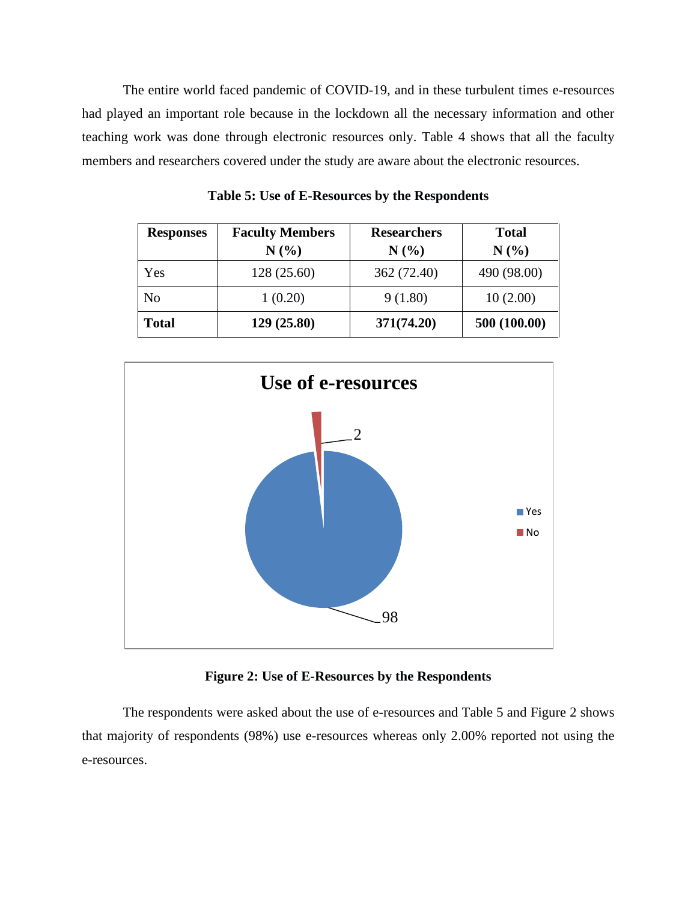The entire world faced pandemic of COVID-19, and in these turbulent times e-resources had played an important role because in the lockdown all the necessary information and other teaching work was done through electronic resources only. Table 4 shows that all the faculty members and researchers covered under the study are aware about the electronic resources.

**Table 5: Use of E-Resources by the Respondents**

| Responses | Faculty Members N (%) | Researchers N (%) | Total N (%) |
|---|---|---|---|
| Yes | 128 (25.60) | 362 (72.40) | 490 (98.00) |
| No | 1 (0.20) | 9 (1.80) | 10 (2.00) |
| **Total** | **129 (25.80)** | **371(74.20)** | **500 (100.00)** |

**Figure 2: Use of E-Resources by the Respondents**

The respondents were asked about the use of e-resources and Table 5 and Figure 2 shows that majority of respondents (98%) use e-resources whereas only 2.00% reported not using the e-resources.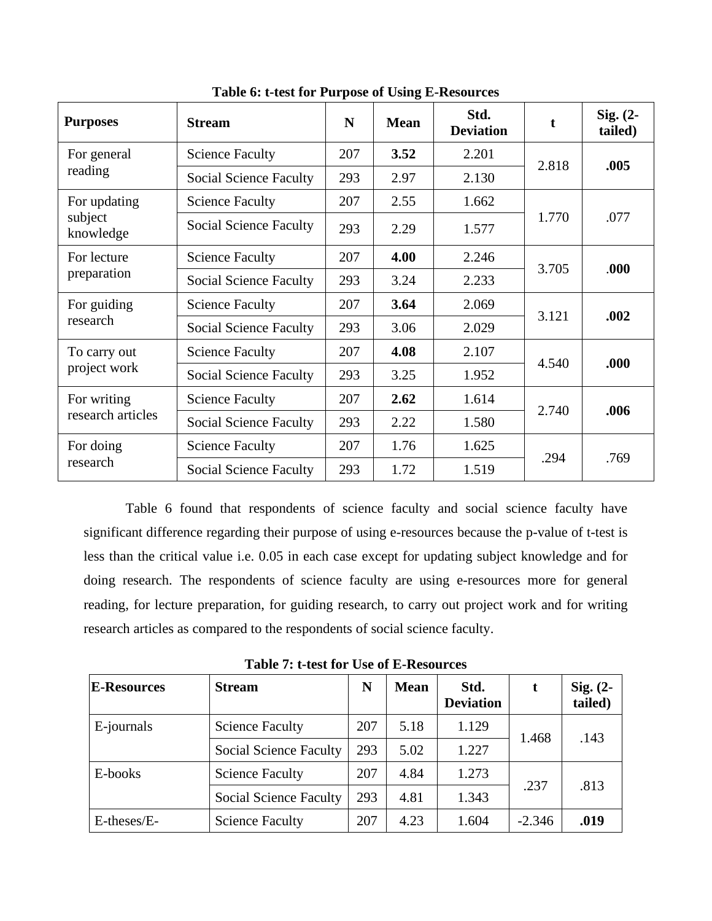**Table 6: t-test for Purpose of Using E-Resources**

| Purposes | Stream | N | Mean | Std. Deviation | t | Sig. (2-tailed) |
|---|---|---|---|---|---|---|
| For general reading | Science Faculty | 207 | **3.52** | 2.201 | 2.818 | **.005** |
| | Social Science Faculty | 293 | 2.97 | 2.130 | | |
| For updating subject knowledge | Science Faculty | 207 | 2.55 | 1.662 | 1.770 | .077 |
| | Social Science Faculty | 293 | 2.29 | 1.577 | | |
| For lecture preparation | Science Faculty | 207 | **4.00** | 2.246 | 3.705 | **.000** |
| | Social Science Faculty | 293 | 3.24 | 2.233 | | |
| For guiding research | Science Faculty | 207 | **3.64** | 2.069 | 3.121 | **.002** |
| | Social Science Faculty | 293 | 3.06 | 2.029 | | |
| To carry out project work | Science Faculty | 207 | **4.08** | 2.107 | 4.540 | **.000** |
| | Social Science Faculty | 293 | 3.25 | 1.952 | | |
| For writing research articles | Science Faculty | 207 | **2.62** | 1.614 | 2.740 | **.006** |
| | Social Science Faculty | 293 | 2.22 | 1.580 | | |
| For doing research | Science Faculty | 207 | 1.76 | 1.625 | .294 | .769 |
| | Social Science Faculty | 293 | 1.72 | 1.519 | | |

Table 6 found that respondents of science faculty and social science faculty have significant difference regarding their purpose of using e-resources because the p-value of t-test is less than the critical value i.e. 0.05 in each case except for updating subject knowledge and for doing research. The respondents of science faculty are using e-resources more for general reading, for lecture preparation, for guiding research, to carry out project work and for writing research articles as compared to the respondents of social science faculty.

**Table 7: t-test for Use of E-Resources**

| E-Resources | Stream | N | Mean | Std. Deviation | t | Sig. (2-tailed) |
|---|---|---|---|---|---|---|
| E-journals | Science Faculty | 207 | 5.18 | 1.129 | 1.468 | .143 |
| | Social Science Faculty | 293 | 5.02 | 1.227 | | |
| E-books | Science Faculty | 207 | 4.84 | 1.273 | .237 | .813 |
| | Social Science Faculty | 293 | 4.81 | 1.343 | | |
| E-theses/E- | Science Faculty | 207 | 4.23 | 1.604 | -2.346 | **.019** |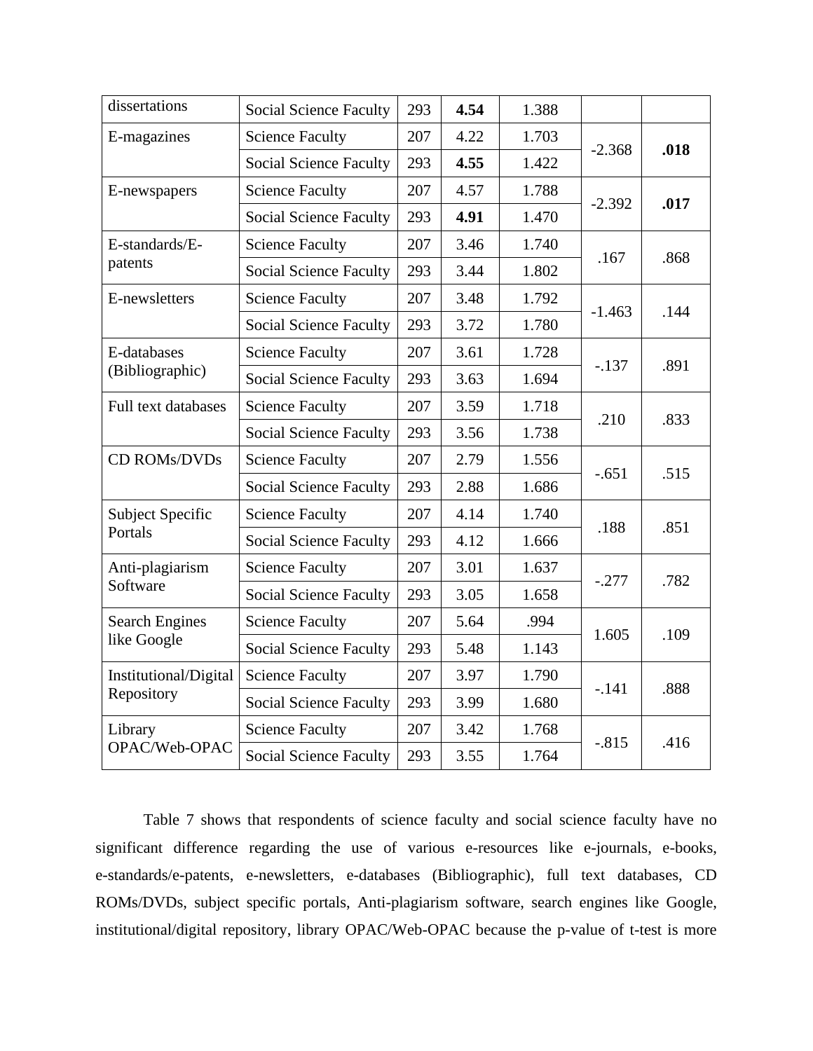| dissertations | Social Science Faculty | 293 | **4.54** | 1.388 | | |
|---|---|---|---|---|---|---|
| E-magazines | Science Faculty | 207 | 4.22 | 1.703 | -2.368 | **.018** |
| | Social Science Faculty | 293 | **4.55** | 1.422 | | |
| E-newspapers | Science Faculty | 207 | 4.57 | 1.788 | -2.392 | **.017** |
| | Social Science Faculty | 293 | **4.91** | 1.470 | | |
| E-standards/E-patents | Science Faculty | 207 | 3.46 | 1.740 | .167 | .868 |
| | Social Science Faculty | 293 | 3.44 | 1.802 | | |
| E-newsletters | Science Faculty | 207 | 3.48 | 1.792 | -1.463 | .144 |
| | Social Science Faculty | 293 | 3.72 | 1.780 | | |
| E-databases (Bibliographic) | Science Faculty | 207 | 3.61 | 1.728 | -.137 | .891 |
| | Social Science Faculty | 293 | 3.63 | 1.694 | | |
| Full text databases | Science Faculty | 207 | 3.59 | 1.718 | .210 | .833 |
| | Social Science Faculty | 293 | 3.56 | 1.738 | | |
| CD ROMs/DVDs | Science Faculty | 207 | 2.79 | 1.556 | -.651 | .515 |
| | Social Science Faculty | 293 | 2.88 | 1.686 | | |
| Subject Specific Portals | Science Faculty | 207 | 4.14 | 1.740 | .188 | .851 |
| | Social Science Faculty | 293 | 4.12 | 1.666 | | |
| Anti-plagiarism Software | Science Faculty | 207 | 3.01 | 1.637 | -.277 | .782 |
| | Social Science Faculty | 293 | 3.05 | 1.658 | | |
| Search Engines like Google | Science Faculty | 207 | 5.64 | .994 | 1.605 | .109 |
| | Social Science Faculty | 293 | 5.48 | 1.143 | | |
| Institutional/Digital Repository | Science Faculty | 207 | 3.97 | 1.790 | -.141 | .888 |
| | Social Science Faculty | 293 | 3.99 | 1.680 | | |
| Library OPAC/Web-OPAC | Science Faculty | 207 | 3.42 | 1.768 | -.815 | .416 |
| | Social Science Faculty | 293 | 3.55 | 1.764 | | |

Table 7 shows that respondents of science faculty and social science faculty have no significant difference regarding the use of various e-resources like e-journals, e-books, e-standards/e-patents, e-newsletters, e-databases (Bibliographic), full text databases, CD ROMs/DVDs, subject specific portals, Anti-plagiarism software, search engines like Google, institutional/digital repository, library OPAC/Web-OPAC because the p-value of t-test is more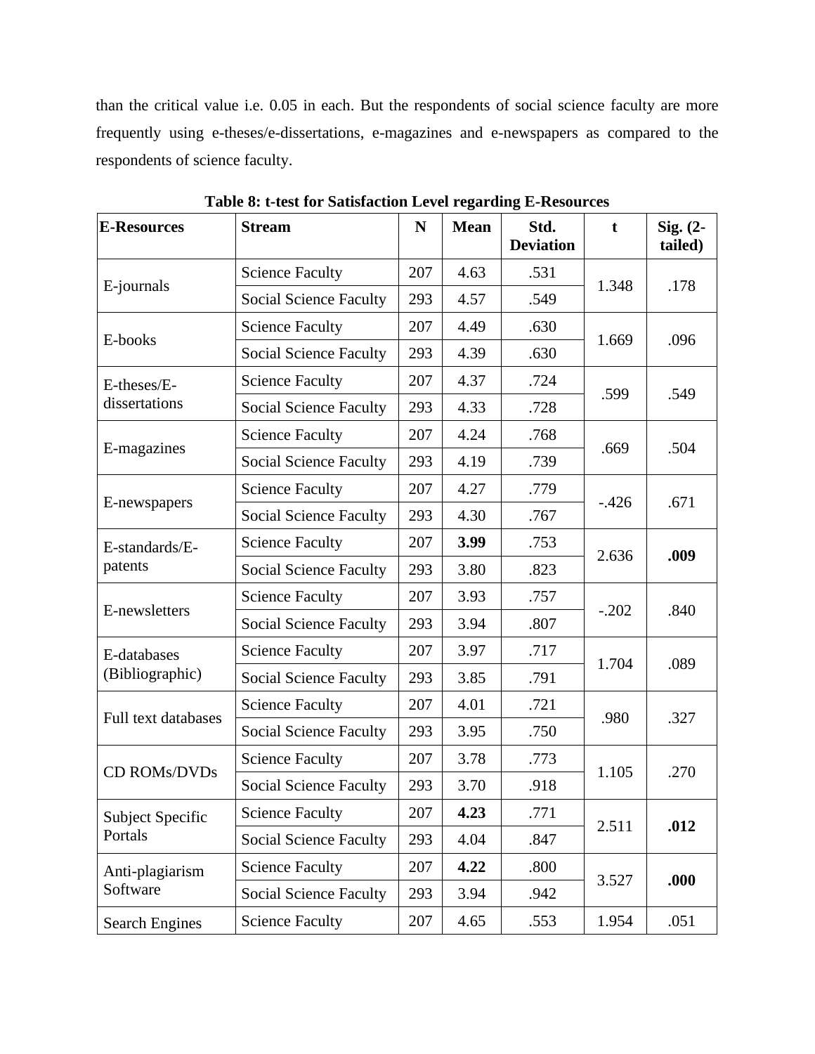than the critical value i.e. 0.05 in each. But the respondents of social science faculty are more frequently using e-theses/e-dissertations, e-magazines and e-newspapers as compared to the respondents of science faculty.

**Table 8: t-test for Satisfaction Level regarding E-Resources**

| E-Resources | Stream | N | Mean | Std. Deviation | t | Sig. (2-tailed) |
|---|---|---|---|---|---|---|
| E-journals | Science Faculty | 207 | 4.63 | .531 | 1.348 | .178 |
| | Social Science Faculty | 293 | 4.57 | .549 | | |
| E-books | Science Faculty | 207 | 4.49 | .630 | 1.669 | .096 |
| | Social Science Faculty | 293 | 4.39 | .630 | | |
| E-theses/E-dissertations | Science Faculty | 207 | 4.37 | .724 | .599 | .549 |
| | Social Science Faculty | 293 | 4.33 | .728 | | |
| E-magazines | Science Faculty | 207 | 4.24 | .768 | .669 | .504 |
| | Social Science Faculty | 293 | 4.19 | .739 | | |
| E-newspapers | Science Faculty | 207 | 4.27 | .779 | -.426 | .671 |
| | Social Science Faculty | 293 | 4.30 | .767 | | |
| E-standards/E-patents | Science Faculty | 207 | **3.99** | .753 | 2.636 | **.009** |
| | Social Science Faculty | 293 | 3.80 | .823 | | |
| E-newsletters | Science Faculty | 207 | 3.93 | .757 | -.202 | .840 |
| | Social Science Faculty | 293 | 3.94 | .807 | | |
| E-databases (Bibliographic) | Science Faculty | 207 | 3.97 | .717 | 1.704 | .089 |
| | Social Science Faculty | 293 | 3.85 | .791 | | |
| Full text databases | Science Faculty | 207 | 4.01 | .721 | .980 | .327 |
| | Social Science Faculty | 293 | 3.95 | .750 | | |
| CD ROMs/DVDs | Science Faculty | 207 | 3.78 | .773 | 1.105 | .270 |
| | Social Science Faculty | 293 | 3.70 | .918 | | |
| Subject Specific Portals | Science Faculty | 207 | **4.23** | .771 | 2.511 | **.012** |
| | Social Science Faculty | 293 | 4.04 | .847 | | |
| Anti-plagiarism Software | Science Faculty | 207 | **4.22** | .800 | 3.527 | **.000** |
| | Social Science Faculty | 293 | 3.94 | .942 | | |
| Search Engines | Science Faculty | 207 | 4.65 | .553 | 1.954 | .051 |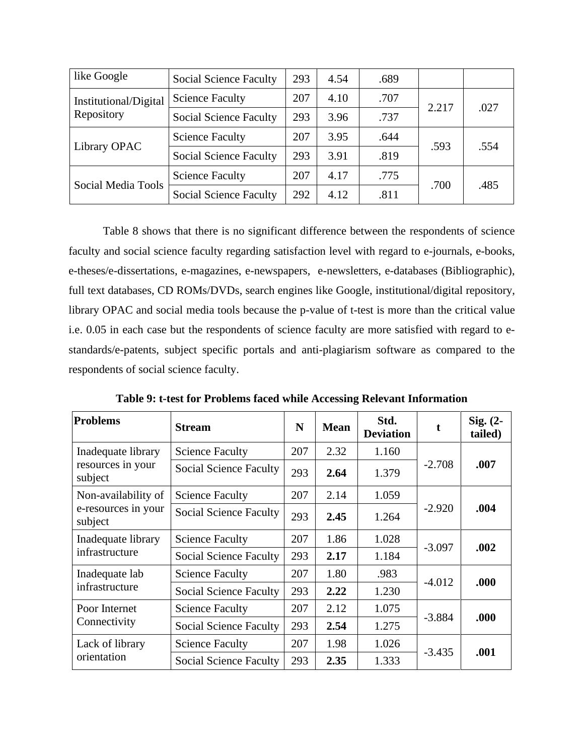| like Google | Social Science Faculty | 293 | 4.54 | .689 | | |
|---|---|---|---|---|---|---|
| Institutional/Digital Repository | Science Faculty | 207 | 4.10 | .707 | 2.217 | .027 |
| | Social Science Faculty | 293 | 3.96 | .737 | | |
| Library OPAC | Science Faculty | 207 | 3.95 | .644 | .593 | .554 |
| | Social Science Faculty | 293 | 3.91 | .819 | | |
| Social Media Tools | Science Faculty | 207 | 4.17 | .775 | .700 | .485 |
| | Social Science Faculty | 292 | 4.12 | .811 | | |

Table 8 shows that there is no significant difference between the respondents of science faculty and social science faculty regarding satisfaction level with regard to e-journals, e-books, e-theses/e-dissertations, e-magazines, e-newspapers, e-newsletters, e-databases (Bibliographic), full text databases, CD ROMs/DVDs, search engines like Google, institutional/digital repository, library OPAC and social media tools because the p-value of t-test is more than the critical value i.e. 0.05 in each case but the respondents of science faculty are more satisfied with regard to e-standards/e-patents, subject specific portals and anti-plagiarism software as compared to the respondents of social science faculty.

**Table 9: t-test for Problems faced while Accessing Relevant Information**

| Problems | Stream | N | Mean | Std. Deviation | t | Sig. (2-tailed) |
|---|---|---|---|---|---|---|
| Inadequate library resources in your subject | Science Faculty | 207 | 2.32 | 1.160 | -2.708 | **.007** |
| | Social Science Faculty | 293 | **2.64** | 1.379 | | |
| Non-availability of e-resources in your subject | Science Faculty | 207 | 2.14 | 1.059 | -2.920 | **.004** |
| | Social Science Faculty | 293 | **2.45** | 1.264 | | |
| Inadequate library infrastructure | Science Faculty | 207 | 1.86 | 1.028 | -3.097 | **.002** |
| | Social Science Faculty | 293 | **2.17** | 1.184 | | |
| Inadequate lab infrastructure | Science Faculty | 207 | 1.80 | .983 | -4.012 | **.000** |
| | Social Science Faculty | 293 | **2.22** | 1.230 | | |
| Poor Internet Connectivity | Science Faculty | 207 | 2.12 | 1.075 | -3.884 | **.000** |
| | Social Science Faculty | 293 | **2.54** | 1.275 | | |
| Lack of library orientation | Science Faculty | 207 | 1.98 | 1.026 | -3.435 | **.001** |
| | Social Science Faculty | 293 | **2.35** | 1.333 | | |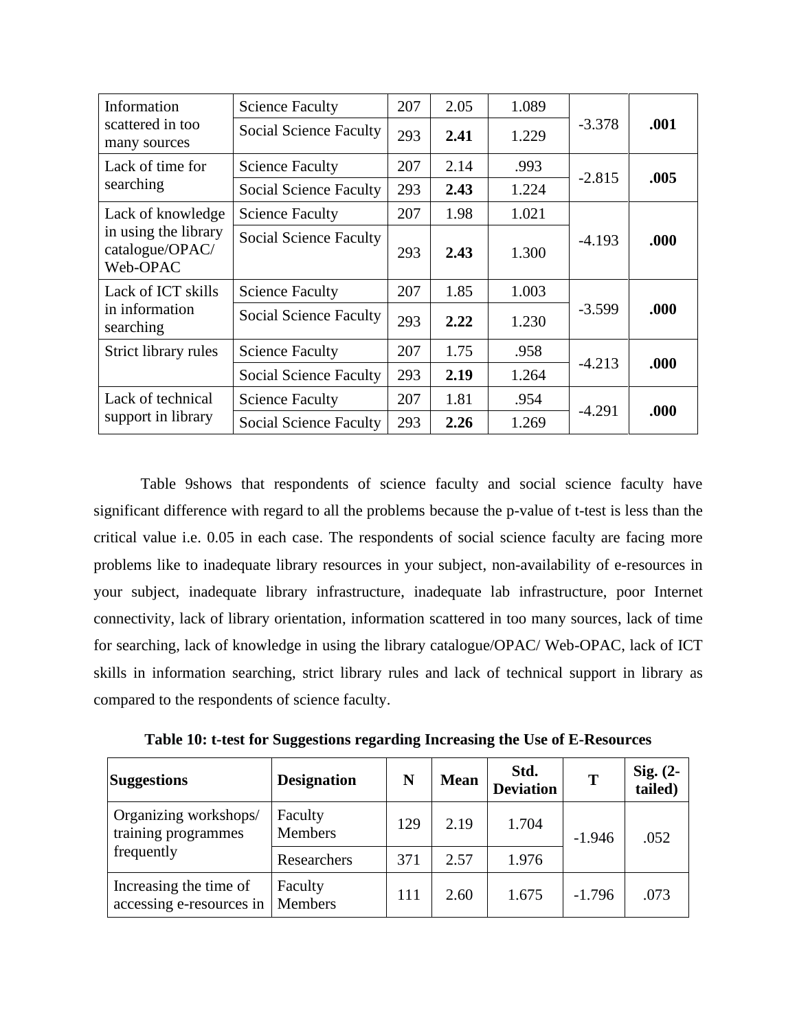| Information scattered in too many sources | Science Faculty | 207 | 2.05 | 1.089 | -3.378 | **.001** |
|---|---|---|---|---|---|---|
| | Social Science Faculty | 293 | **2.41** | 1.229 | | |
| Lack of time for searching | Science Faculty | 207 | 2.14 | .993 | -2.815 | **.005** |
| | Social Science Faculty | 293 | **2.43** | 1.224 | | |
| Lack of knowledge in using the library catalogue/OPAC/ Web-OPAC | Science Faculty | 207 | 1.98 | 1.021 | -4.193 | **.000** |
| | Social Science Faculty | 293 | **2.43** | 1.300 | | |
| Lack of ICT skills in information searching | Science Faculty | 207 | 1.85 | 1.003 | -3.599 | **.000** |
| | Social Science Faculty | 293 | **2.22** | 1.230 | | |
| Strict library rules | Science Faculty | 207 | 1.75 | .958 | -4.213 | **.000** |
| | Social Science Faculty | 293 | **2.19** | 1.264 | | |
| Lack of technical support in library | Science Faculty | 207 | 1.81 | .954 | -4.291 | **.000** |
| | Social Science Faculty | 293 | **2.26** | 1.269 | | |

Table 9shows that respondents of science faculty and social science faculty have significant difference with regard to all the problems because the p-value of t-test is less than the critical value i.e. 0.05 in each case. The respondents of social science faculty are facing more problems like to inadequate library resources in your subject, non-availability of e-resources in your subject, inadequate library infrastructure, inadequate lab infrastructure, poor Internet connectivity, lack of library orientation, information scattered in too many sources, lack of time for searching, lack of knowledge in using the library catalogue/OPAC/ Web-OPAC, lack of ICT skills in information searching, strict library rules and lack of technical support in library as compared to the respondents of science faculty.

**Table 10: t-test for Suggestions regarding Increasing the Use of E-Resources**

| **Suggestions** | **Designation** | **N** | **Mean** | **Std. Deviation** | **T** | **Sig. (2-tailed)** |
|---|---|---|---|---|---|---|
| Organizing workshops/ training programmes frequently | Faculty Members | 129 | 2.19 | 1.704 | -1.946 | .052 |
| | Researchers | 371 | 2.57 | 1.976 | | |
| Increasing the time of accessing e-resources in | Faculty Members | 111 | 2.60 | 1.675 | -1.796 | .073 |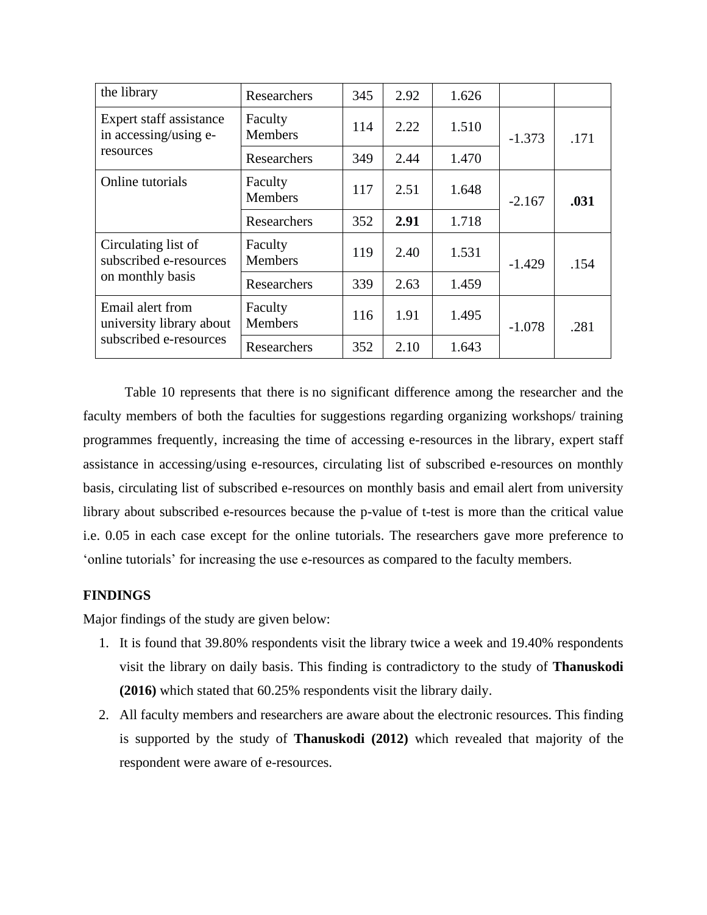| the library | Researchers | 345 | 2.92 | 1.626 | | |
|---|---|---|---|---|---|---|
| Expert staff assistance in accessing/using e-resources | Faculty Members | 114 | 2.22 | 1.510 | -1.373 | .171 |
| | Researchers | 349 | 2.44 | 1.470 | | |
| Online tutorials | Faculty Members | 117 | 2.51 | 1.648 | -2.167 | **.031** |
| | Researchers | 352 | **2.91** | 1.718 | | |
| Circulating list of subscribed e-resources on monthly basis | Faculty Members | 119 | 2.40 | 1.531 | -1.429 | .154 |
| | Researchers | 339 | 2.63 | 1.459 | | |
| Email alert from university library about subscribed e-resources | Faculty Members | 116 | 1.91 | 1.495 | -1.078 | .281 |
| | Researchers | 352 | 2.10 | 1.643 | | |

Table 10 represents that there is no significant difference among the researcher and the faculty members of both the faculties for suggestions regarding organizing workshops/ training programmes frequently, increasing the time of accessing e-resources in the library, expert staff assistance in accessing/using e-resources, circulating list of subscribed e-resources on monthly basis, circulating list of subscribed e-resources on monthly basis and email alert from university library about subscribed e-resources because the p-value of t-test is more than the critical value i.e. 0.05 in each case except for the online tutorials. The researchers gave more preference to 'online tutorials' for increasing the use e-resources as compared to the faculty members.

**FINDINGS**

Major findings of the study are given below:

1. It is found that 39.80% respondents visit the library twice a week and 19.40% respondents visit the library on daily basis. This finding is contradictory to the study of **Thanuskodi (2016)** which stated that 60.25% respondents visit the library daily.
2. All faculty members and researchers are aware about the electronic resources. This finding is supported by the study of **Thanuskodi (2012)** which revealed that majority of the respondent were aware of e-resources.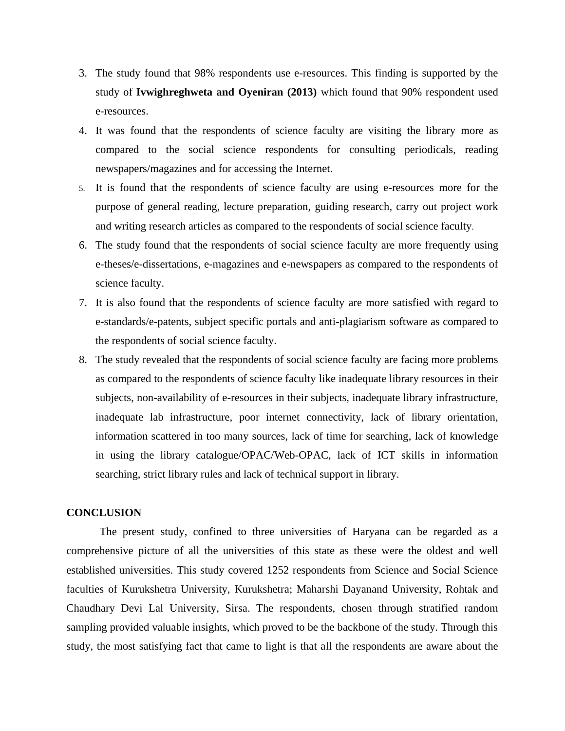3. The study found that 98% respondents use e-resources. This finding is supported by the study of **Ivwighreghweta and Oyeniran (2013)** which found that 90% respondent used e-resources.
4. It was found that the respondents of science faculty are visiting the library more as compared to the social science respondents for consulting periodicals, reading newspapers/magazines and for accessing the Internet.
5. It is found that the respondents of science faculty are using e-resources more for the purpose of general reading, lecture preparation, guiding research, carry out project work and writing research articles as compared to the respondents of social science faculty.
6. The study found that the respondents of social science faculty are more frequently using e-theses/e-dissertations, e-magazines and e-newspapers as compared to the respondents of science faculty.
7. It is also found that the respondents of science faculty are more satisfied with regard to e-standards/e-patents, subject specific portals and anti-plagiarism software as compared to the respondents of social science faculty.
8. The study revealed that the respondents of social science faculty are facing more problems as compared to the respondents of science faculty like inadequate library resources in their subjects, non-availability of e-resources in their subjects, inadequate library infrastructure, inadequate lab infrastructure, poor internet connectivity, lack of library orientation, information scattered in too many sources, lack of time for searching, lack of knowledge in using the library catalogue/OPAC/Web-OPAC, lack of ICT skills in information searching, strict library rules and lack of technical support in library.

## CONCLUSION

The present study, confined to three universities of Haryana can be regarded as a comprehensive picture of all the universities of this state as these were the oldest and well established universities. This study covered 1252 respondents from Science and Social Science faculties of Kurukshetra University, Kurukshetra; Maharshi Dayanand University, Rohtak and Chaudhary Devi Lal University, Sirsa. The respondents, chosen through stratified random sampling provided valuable insights, which proved to be the backbone of the study. Through this study, the most satisfying fact that came to light is that all the respondents are aware about the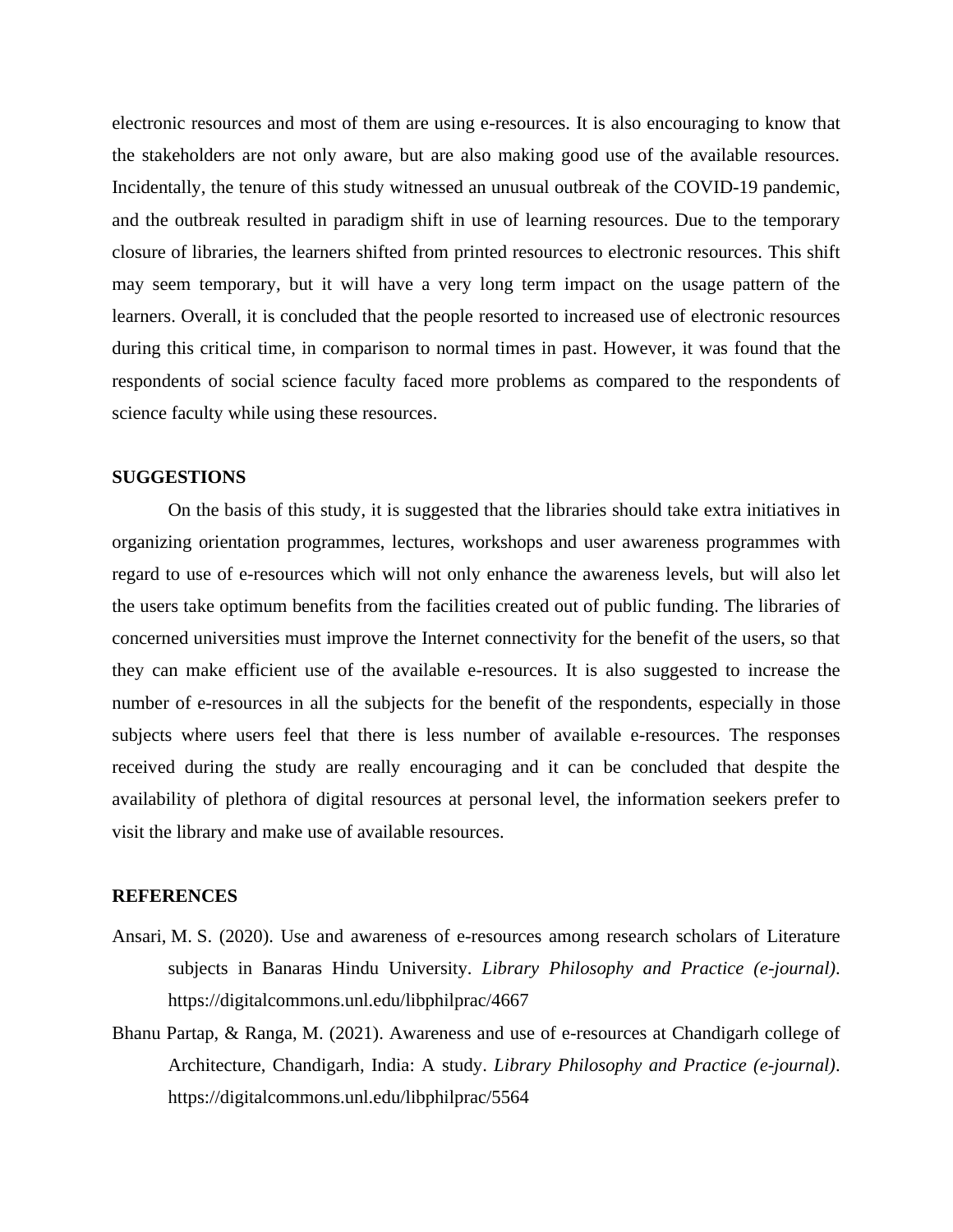electronic resources and most of them are using e-resources. It is also encouraging to know that the stakeholders are not only aware, but are also making good use of the available resources. Incidentally, the tenure of this study witnessed an unusual outbreak of the COVID-19 pandemic, and the outbreak resulted in paradigm shift in use of learning resources. Due to the temporary closure of libraries, the learners shifted from printed resources to electronic resources. This shift may seem temporary, but it will have a very long term impact on the usage pattern of the learners. Overall, it is concluded that the people resorted to increased use of electronic resources during this critical time, in comparison to normal times in past. However, it was found that the respondents of social science faculty faced more problems as compared to the respondents of science faculty while using these resources.

## SUGGESTIONS

On the basis of this study, it is suggested that the libraries should take extra initiatives in organizing orientation programmes, lectures, workshops and user awareness programmes with regard to use of e-resources which will not only enhance the awareness levels, but will also let the users take optimum benefits from the facilities created out of public funding. The libraries of concerned universities must improve the Internet connectivity for the benefit of the users, so that they can make efficient use of the available e-resources. It is also suggested to increase the number of e-resources in all the subjects for the benefit of the respondents, especially in those subjects where users feel that there is less number of available e-resources. The responses received during the study are really encouraging and it can be concluded that despite the availability of plethora of digital resources at personal level, the information seekers prefer to visit the library and make use of available resources.

## REFERENCES

Ansari, M. S. (2020). Use and awareness of e-resources among research scholars of Literature subjects in Banaras Hindu University. *Library Philosophy and Practice (e-journal)*. https://digitalcommons.unl.edu/libphilprac/4667

Bhanu Partap, & Ranga, M. (2021). Awareness and use of e-resources at Chandigarh college of Architecture, Chandigarh, India: A study. *Library Philosophy and Practice (e-journal)*. https://digitalcommons.unl.edu/libphilprac/5564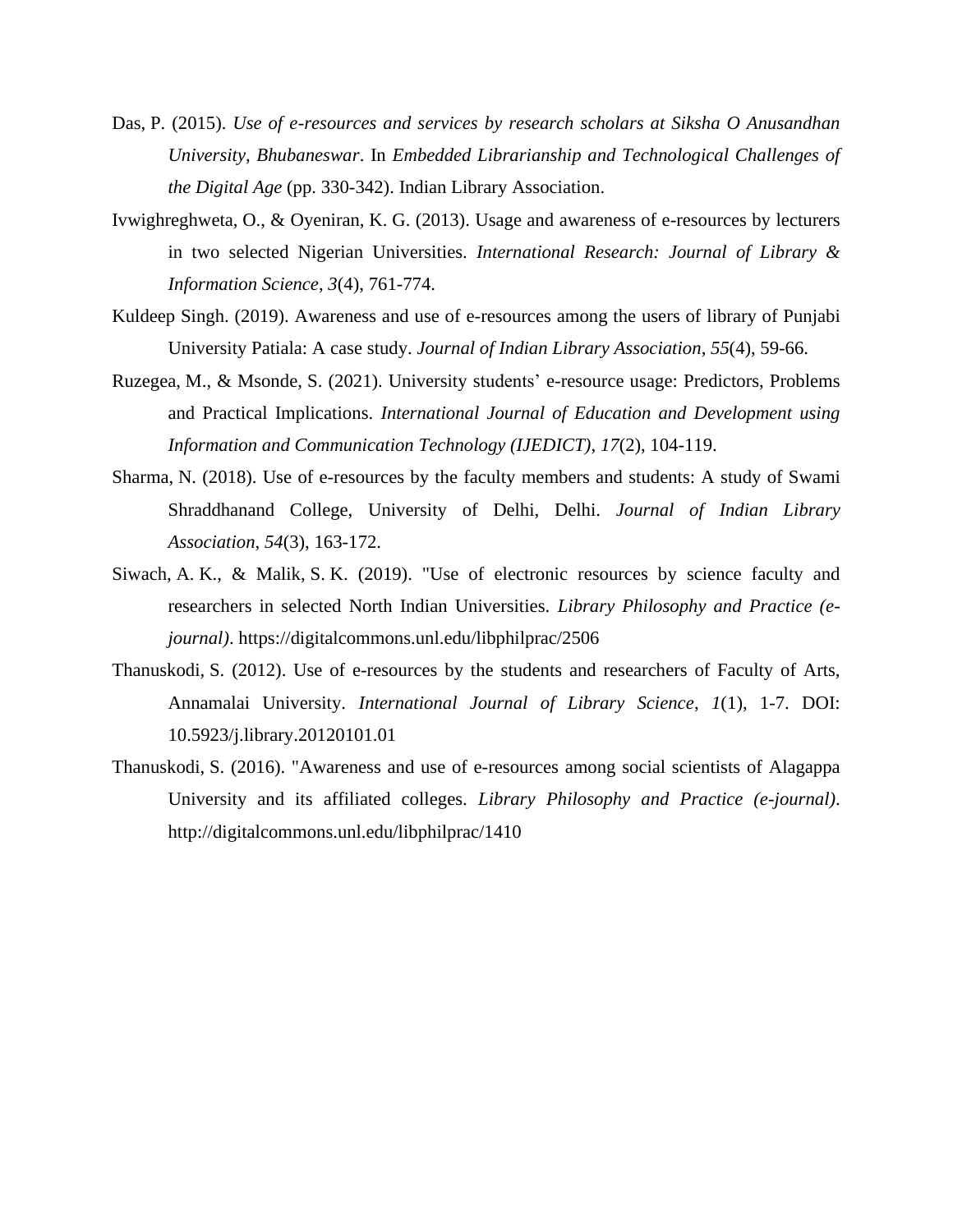Das, P. (2015). *Use of e-resources and services by research scholars at Siksha O Anusandhan University, Bhubaneswar*. In *Embedded Librarianship and Technological Challenges of the Digital Age* (pp. 330-342). Indian Library Association.

Ivwighreghweta, O., & Oyeniran, K. G. (2013). Usage and awareness of e-resources by lecturers in two selected Nigerian Universities. *International Research: Journal of Library & Information Science*, *3*(4), 761-774.

Kuldeep Singh. (2019). Awareness and use of e-resources among the users of library of Punjabi University Patiala: A case study. *Journal of Indian Library Association*, *55*(4), 59-66.

Ruzegea, M., & Msonde, S. (2021). University students' e-resource usage: Predictors, Problems and Practical Implications. *International Journal of Education and Development using Information and Communication Technology (IJEDICT)*, *17*(2), 104-119.

Sharma, N. (2018). Use of e-resources by the faculty members and students: A study of Swami Shraddhanand College, University of Delhi, Delhi. *Journal of Indian Library Association*, *54*(3), 163-172.

Siwach, A. K., & Malik, S. K. (2019). "Use of electronic resources by science faculty and researchers in selected North Indian Universities. *Library Philosophy and Practice (e-journal)*. https://digitalcommons.unl.edu/libphilprac/2506

Thanuskodi, S. (2012). Use of e-resources by the students and researchers of Faculty of Arts, Annamalai University. *International Journal of Library Science*, *1*(1), 1-7. DOI: 10.5923/j.library.20120101.01

Thanuskodi, S. (2016). "Awareness and use of e-resources among social scientists of Alagappa University and its affiliated colleges. *Library Philosophy and Practice (e-journal)*. http://digitalcommons.unl.edu/libphilprac/1410